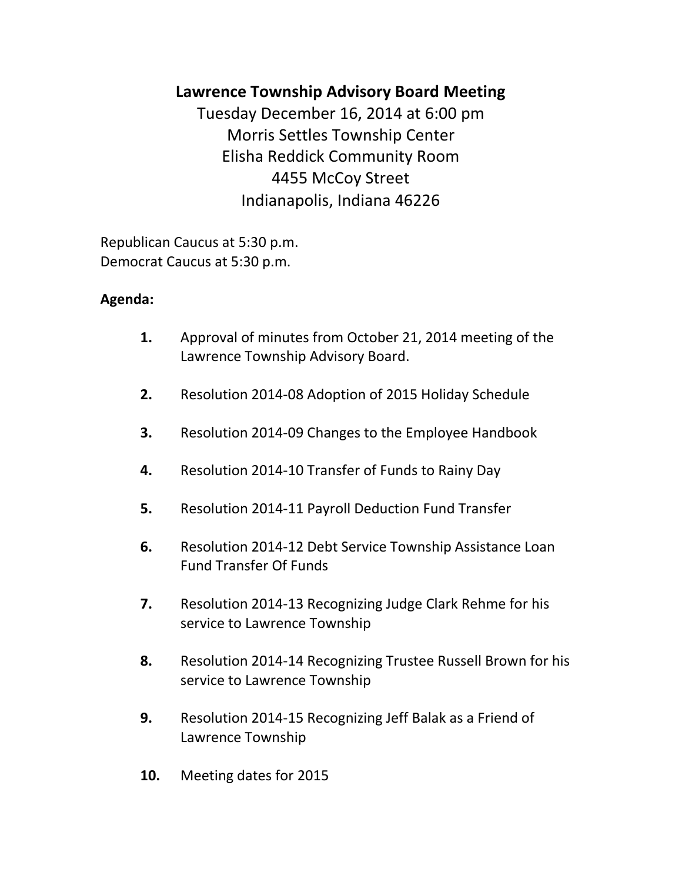# Lawrence Township Advisory Board Meeting

Tuesday December 16, 2014 at 6:00 pm
Morris Settles Township Center
Elisha Reddick Community Room
4455 McCoy Street
Indianapolis, Indiana 46226

Republican Caucus at 5:30 p.m.
Democrat Caucus at 5:30 p.m.

**Agenda:**

1. Approval of minutes from October 21, 2014 meeting of the Lawrence Township Advisory Board.
2. Resolution 2014-08 Adoption of 2015 Holiday Schedule
3. Resolution 2014-09 Changes to the Employee Handbook
4. Resolution 2014-10 Transfer of Funds to Rainy Day
5. Resolution 2014-11 Payroll Deduction Fund Transfer
6. Resolution 2014-12 Debt Service Township Assistance Loan Fund Transfer Of Funds
7. Resolution 2014-13 Recognizing Judge Clark Rehme for his service to Lawrence Township
8. Resolution 2014-14 Recognizing Trustee Russell Brown for his service to Lawrence Township
9. Resolution 2014-15 Recognizing Jeff Balak as a Friend of Lawrence Township
10. Meeting dates for 2015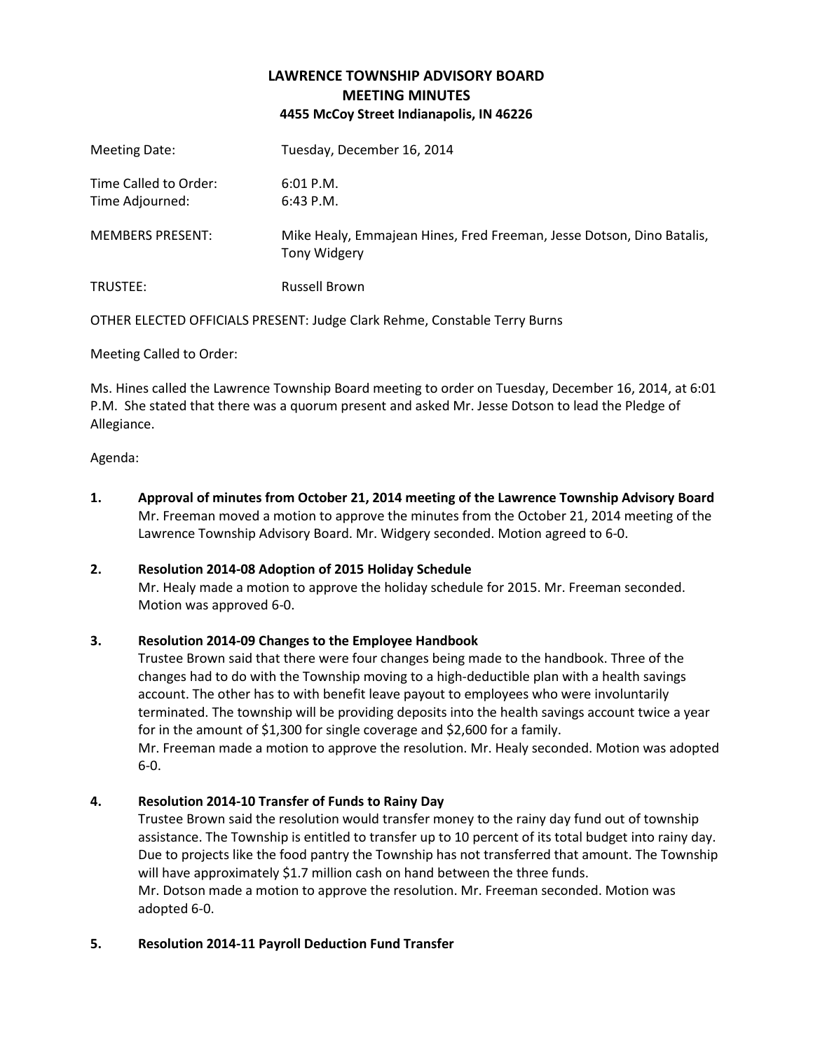# LAWRENCE TOWNSHIP ADVISORY BOARD
## MEETING MINUTES
### 4455 McCoy Street Indianapolis, IN 46226

Meeting Date: Tuesday, December 16, 2014

Time Called to Order: 6:01 P.M.
Time Adjourned: 6:43 P.M.

MEMBERS PRESENT: Mike Healy, Emmajean Hines, Fred Freeman, Jesse Dotson, Dino Batalis, Tony Widgery

TRUSTEE: Russell Brown

OTHER ELECTED OFFICIALS PRESENT: Judge Clark Rehme, Constable Terry Burns

Meeting Called to Order:

Ms. Hines called the Lawrence Township Board meeting to order on Tuesday, December 16, 2014, at 6:01 P.M. She stated that there was a quorum present and asked Mr. Jesse Dotson to lead the Pledge of Allegiance.

Agenda:

1. **Approval of minutes from October 21, 2014 meeting of the Lawrence Township Advisory Board**
   Mr. Freeman moved a motion to approve the minutes from the October 21, 2014 meeting of the Lawrence Township Advisory Board. Mr. Widgery seconded. Motion agreed to 6-0.

2. **Resolution 2014-08 Adoption of 2015 Holiday Schedule**
   Mr. Healy made a motion to approve the holiday schedule for 2015. Mr. Freeman seconded. Motion was approved 6-0.

3. **Resolution 2014-09 Changes to the Employee Handbook**
   Trustee Brown said that there were four changes being made to the handbook. Three of the changes had to do with the Township moving to a high-deductible plan with a health savings account. The other has to with benefit leave payout to employees who were involuntarily terminated. The township will be providing deposits into the health savings account twice a year for in the amount of $1,300 for single coverage and $2,600 for a family.
   Mr. Freeman made a motion to approve the resolution. Mr. Healy seconded. Motion was adopted 6-0.

4. **Resolution 2014-10 Transfer of Funds to Rainy Day**
   Trustee Brown said the resolution would transfer money to the rainy day fund out of township assistance. The Township is entitled to transfer up to 10 percent of its total budget into rainy day. Due to projects like the food pantry the Township has not transferred that amount. The Township will have approximately $1.7 million cash on hand between the three funds.
   Mr. Dotson made a motion to approve the resolution. Mr. Freeman seconded. Motion was adopted 6-0.

5. **Resolution 2014-11 Payroll Deduction Fund Transfer**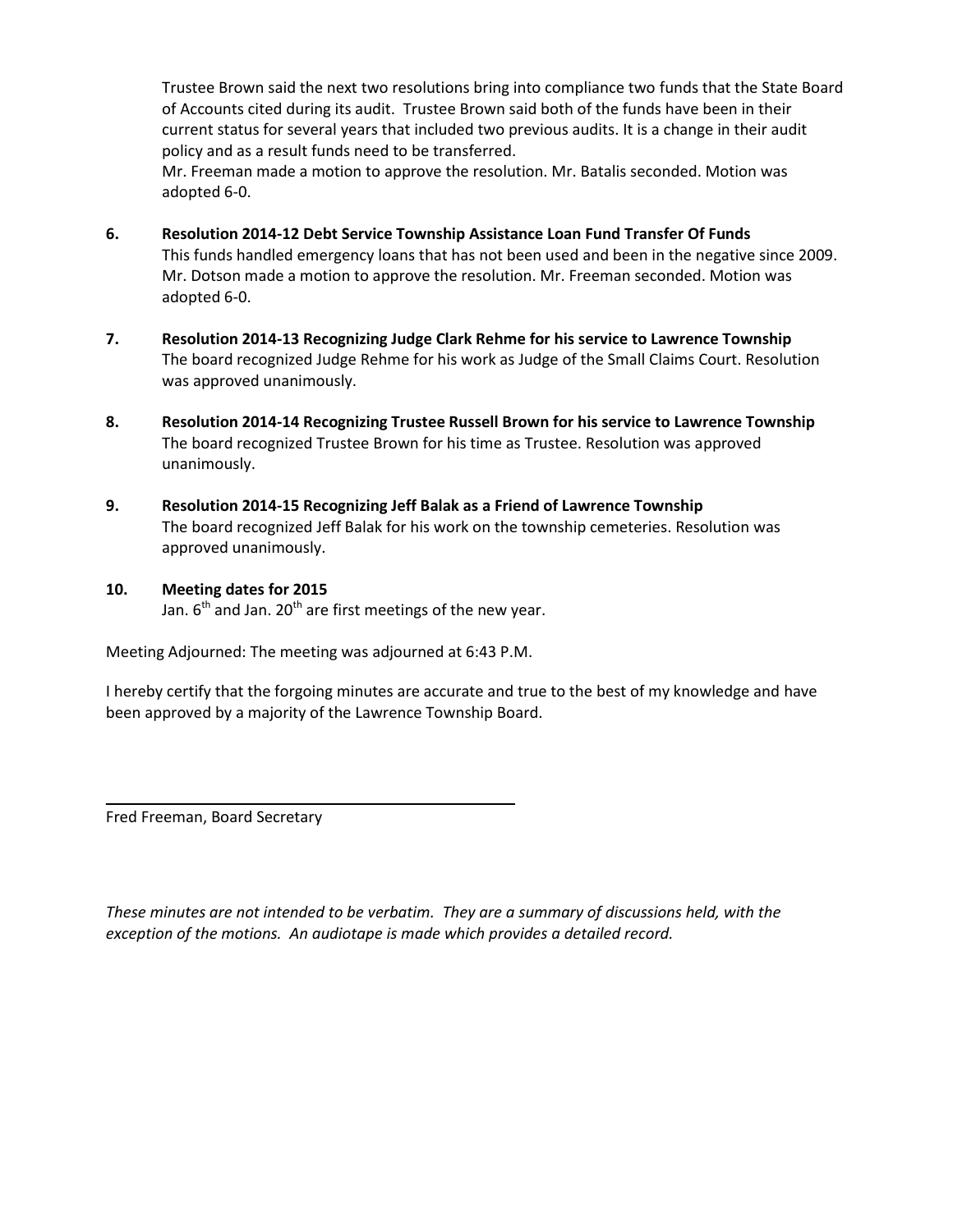Trustee Brown said the next two resolutions bring into compliance two funds that the State Board of Accounts cited during its audit. Trustee Brown said both of the funds have been in their current status for several years that included two previous audits. It is a change in their audit policy and as a result funds need to be transferred.
Mr. Freeman made a motion to approve the resolution. Mr. Batalis seconded. Motion was adopted 6-0.

6. **Resolution 2014-12 Debt Service Township Assistance Loan Fund Transfer Of Funds**
   This funds handled emergency loans that has not been used and been in the negative since 2009. Mr. Dotson made a motion to approve the resolution. Mr. Freeman seconded. Motion was adopted 6-0.

7. **Resolution 2014-13 Recognizing Judge Clark Rehme for his service to Lawrence Township**
   The board recognized Judge Rehme for his work as Judge of the Small Claims Court. Resolution was approved unanimously.

8. **Resolution 2014-14 Recognizing Trustee Russell Brown for his service to Lawrence Township**
   The board recognized Trustee Brown for his time as Trustee. Resolution was approved unanimously.

9. **Resolution 2014-15 Recognizing Jeff Balak as a Friend of Lawrence Township**
   The board recognized Jeff Balak for his work on the township cemeteries. Resolution was approved unanimously.

10. **Meeting dates for 2015**
    Jan. 6th and Jan. 20th are first meetings of the new year.

Meeting Adjourned: The meeting was adjourned at 6:43 P.M.

I hereby certify that the forgoing minutes are accurate and true to the best of my knowledge and have been approved by a majority of the Lawrence Township Board.

\_\_\_\_\_\_\_\_\_\_\_\_\_\_\_\_\_\_\_\_\_\_\_\_\_\_\_\_\_\_\_\_\_\_\_\_\_\_\_\_

Fred Freeman, Board Secretary

*These minutes are not intended to be verbatim. They are a summary of discussions held, with the exception of the motions. An audiotape is made which provides a detailed record.*